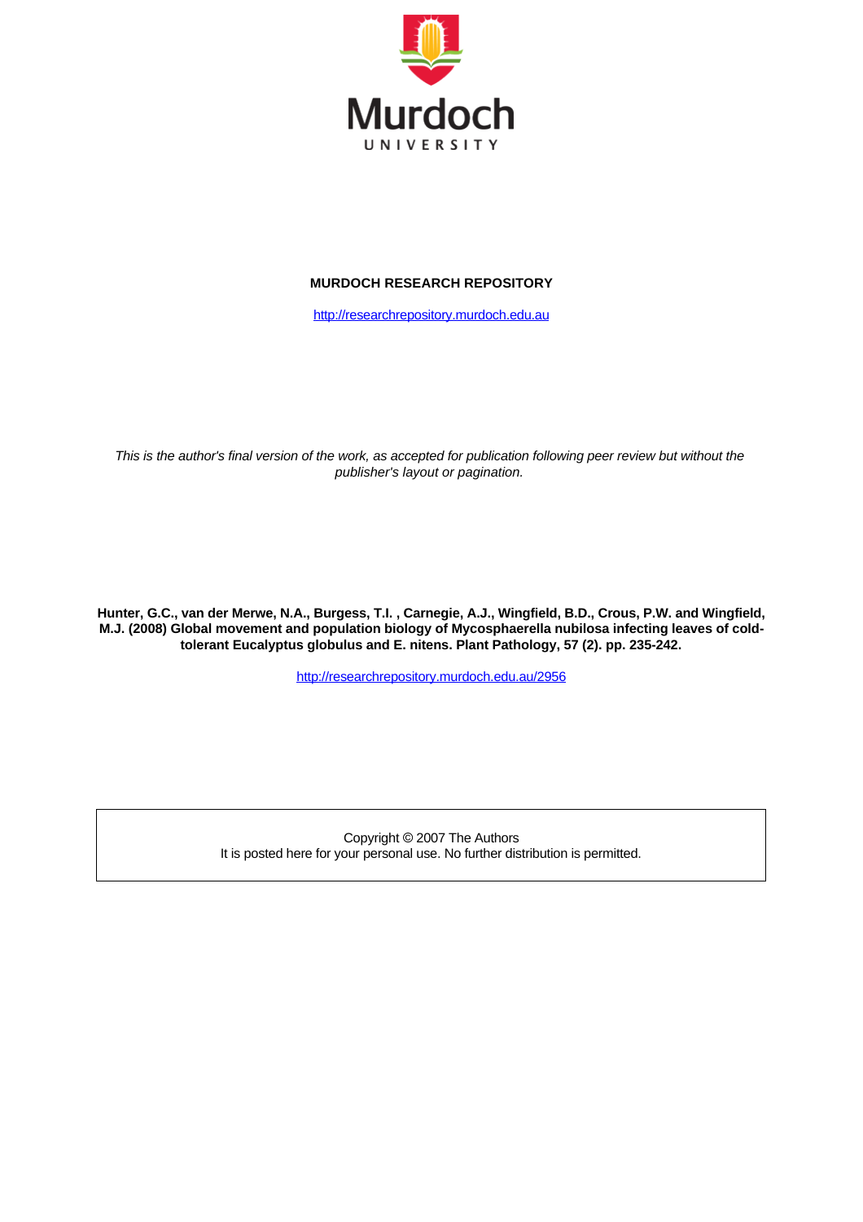Murdoch
UNIVERSITY

**MURDOCH RESEARCH REPOSITORY**

http://researchrepository.murdoch.edu.au

*This is the author's final version of the work, as accepted for publication following peer review but without the publisher's layout or pagination.*

**Hunter, G.C., van der Merwe, N.A., Burgess, T.I. , Carnegie, A.J., Wingfield, B.D., Crous, P.W. and Wingfield, M.J. (2008) Global movement and population biology of Mycosphaerella nubilosa infecting leaves of cold-tolerant Eucalyptus globulus and E. nitens. Plant Pathology, 57 (2). pp. 235-242.**

http://researchrepository.murdoch.edu.au/2956

Copyright © 2007 The Authors
It is posted here for your personal use. No further distribution is permitted.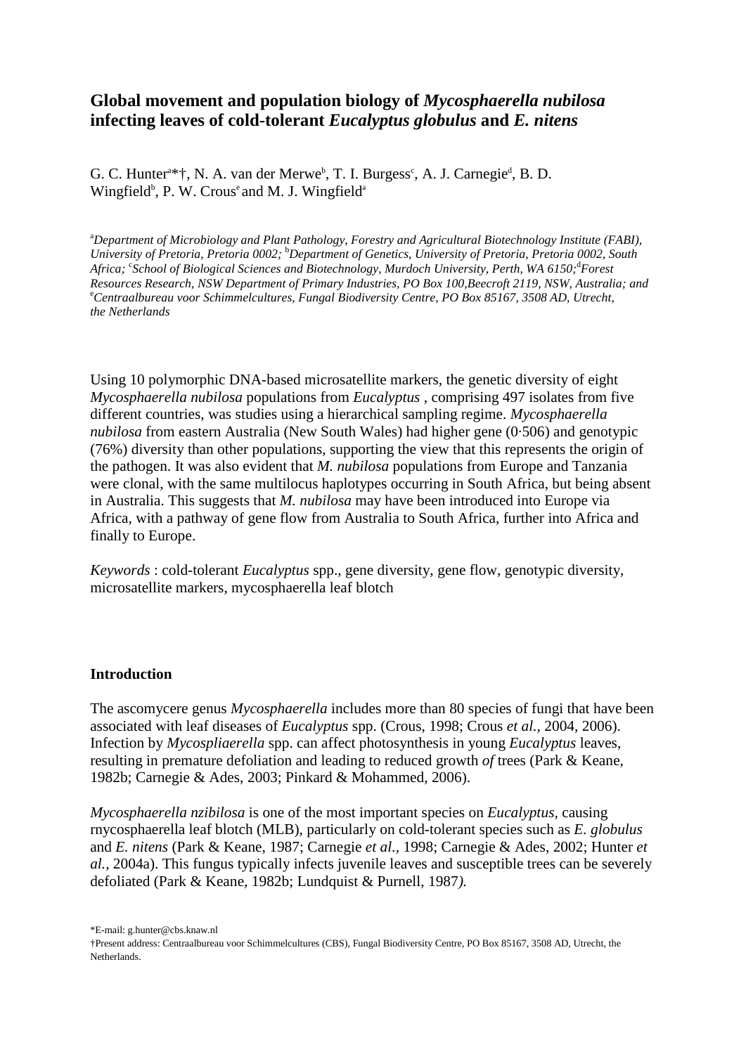# Global movement and population biology of *Mycosphaerella nubilosa* infecting leaves of cold-tolerant *Eucalyptus globulus* and *E. nitens*

G. C. Hunter[a]*†, N. A. van der Merwe[b], T. I. Burgess[c], A. J. Carnegie[d], B. D. Wingfield[b], P. W. Crous[e] and M. J. Wingfield[a]

[a]*Department of Microbiology and Plant Pathology, Forestry and Agricultural Biotechnology Institute (FABI), University of Pretoria, Pretoria 0002;* [b]*Department of Genetics, University of Pretoria, Pretoria 0002, South Africa;* [c]*School of Biological Sciences and Biotechnology, Murdoch University, Perth, WA 6150;*[d]*Forest Resources Research, NSW Department of Primary Industries, PO Box 100,Beecroft 2119, NSW, Australia; and* [e]*Centraalbureau voor Schimmelcultures, Fungal Biodiversity Centre, PO Box 85167, 3508 AD, Utrecht, the Netherlands*

Using 10 polymorphic DNA-based microsatellite markers, the genetic diversity of eight *Mycosphaerella nubilosa* populations from *Eucalyptus* , comprising 497 isolates from five different countries, was studies using a hierarchical sampling regime. *Mycosphaerella nubilosa* from eastern Australia (New South Wales) had higher gene (0·506) and genotypic (76%) diversity than other populations, supporting the view that this represents the origin of the pathogen. It was also evident that *M. nubilosa* populations from Europe and Tanzania were clonal, with the same multilocus haplotypes occurring in South Africa, but being absent in Australia. This suggests that *M. nubilosa* may have been introduced into Europe via Africa, with a pathway of gene flow from Australia to South Africa, further into Africa and finally to Europe.

*Keywords* : cold-tolerant *Eucalyptus* spp., gene diversity, gene flow, genotypic diversity, microsatellite markers, mycosphaerella leaf blotch

## Introduction

The ascomycere genus *Mycosphaerella* includes more than 80 species of fungi that have been associated with leaf diseases of *Eucalyptus* spp. (Crous, 1998; Crous *et al.*, 2004, 2006). Infection by *Mycospliaerella* spp. can affect photosynthesis in young *Eucalyptus* leaves, resulting in premature defoliation and leading to reduced growth *of* trees (Park & Keane, 1982b; Carnegie & Ades, 2003; Pinkard & Mohammed, 2006).

*Mycosphaerella nzibilosa* is one of the most important species on *Eucalyptus*, causing rnycosphaerella leaf blotch (MLB), particularly on cold-tolerant species such as *E. globulus* and *E. nitens* (Park & Keane, 1987; Carnegie *et al.*, 1998; Carnegie & Ades, 2002; Hunter *et al.*, 2004a). This fungus typically infects juvenile leaves and susceptible trees can be severely defoliated (Park & Keane, 1982b; Lundquist & Purnell, 1987*).*

*E-mail: g.hunter@cbs.knaw.nl

†Present address: Centraalbureau voor Schimmelcultures (CBS), Fungal Biodiversity Centre, PO Box 85167, 3508 AD, Utrecht, the Netherlands.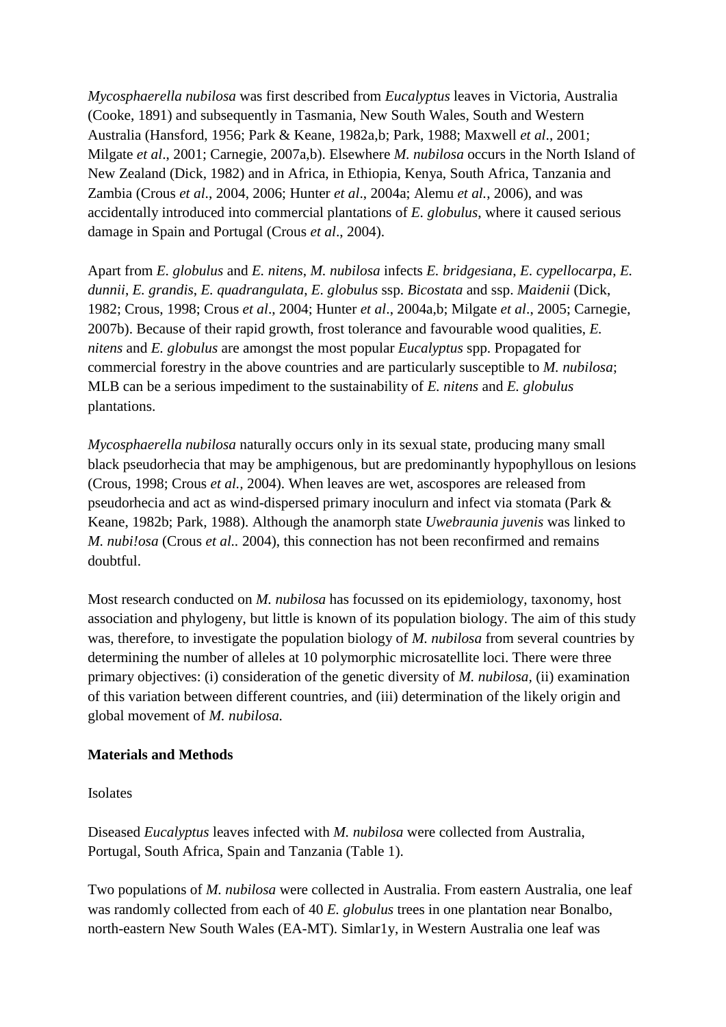*Mycosphaerella nubilosa* was first described from *Eucalyptus* leaves in Victoria, Australia (Cooke, 1891) and subsequently in Tasmania, New South Wales, South and Western Australia (Hansford, 1956; Park & Keane, 1982a,b; Park, 1988; Maxwell *et al*., 2001; Milgate *et al*., 2001; Carnegie, 2007a,b). Elsewhere *M. nubilosa* occurs in the North Island of New Zealand (Dick, 1982) and in Africa, in Ethiopia, Kenya, South Africa, Tanzania and Zambia (Crous *et al*., 2004, 2006; Hunter *et al*., 2004a; Alemu *et al.*, 2006), and was accidentally introduced into commercial plantations of *E. globulus*, where it caused serious damage in Spain and Portugal (Crous *et al*., 2004).

Apart from *E. globulus* and *E. nitens*, *M. nubilosa* infects *E. bridgesiana*, *E. cypellocarpa*, *E. dunnii*, *E. grandis*, *E. quadrangulata*, *E. globulus* ssp. *Bicostata* and ssp. *Maidenii* (Dick, 1982; Crous, 1998; Crous *et al*., 2004; Hunter *et al*., 2004a,b; Milgate *et al*., 2005; Carnegie, 2007b). Because of their rapid growth, frost tolerance and favourable wood qualities, *E. nitens* and *E. globulus* are amongst the most popular *Eucalyptus* spp. Propagated for commercial forestry in the above countries and are particularly susceptible to *M. nubilosa*; MLB can be a serious impediment to the sustainability of *E. nitens* and *E. globulus* plantations.

*Mycosphaerella nubilosa* naturally occurs only in its sexual state, producing many small black pseudorhecia that may be amphigenous, but are predominantly hypophyllous on lesions (Crous, 1998; Crous *et al.,* 2004). When leaves are wet, ascospores are released from pseudorhecia and act as wind-dispersed primary inoculurn and infect via stomata (Park & Keane, 1982b; Park, 1988). Although the anamorph state *Uwebraunia juvenis* was linked to *M. nubi!osa* (Crous *et al*.. 2004), this connection has not been reconfirmed and remains doubtful.

Most research conducted on *M. nubilosa* has focussed on its epidemiology, taxonomy, host association and phylogeny, but little is known of its population biology. The aim of this study was, therefore, to investigate the population biology of *M. nubilosa* from several countries by determining the number of alleles at 10 polymorphic microsatellite loci. There were three primary objectives: (i) consideration of the genetic diversity of *M. nubilosa,* (ii) examination of this variation between different countries, and (iii) determination of the likely origin and global movement of *M. nubilosa.*

**Materials and Methods**

Isolates

Diseased *Eucalyptus* leaves infected with *M. nubilosa* were collected from Australia, Portugal, South Africa, Spain and Tanzania (Table 1).

Two populations of *M. nubilosa* were collected in Australia. From eastern Australia, one leaf was randomly collected from each of 40 *E. globulus* trees in one plantation near Bonalbo, north-eastern New South Wales (EA-MT). Simlar1y, in Western Australia one leaf was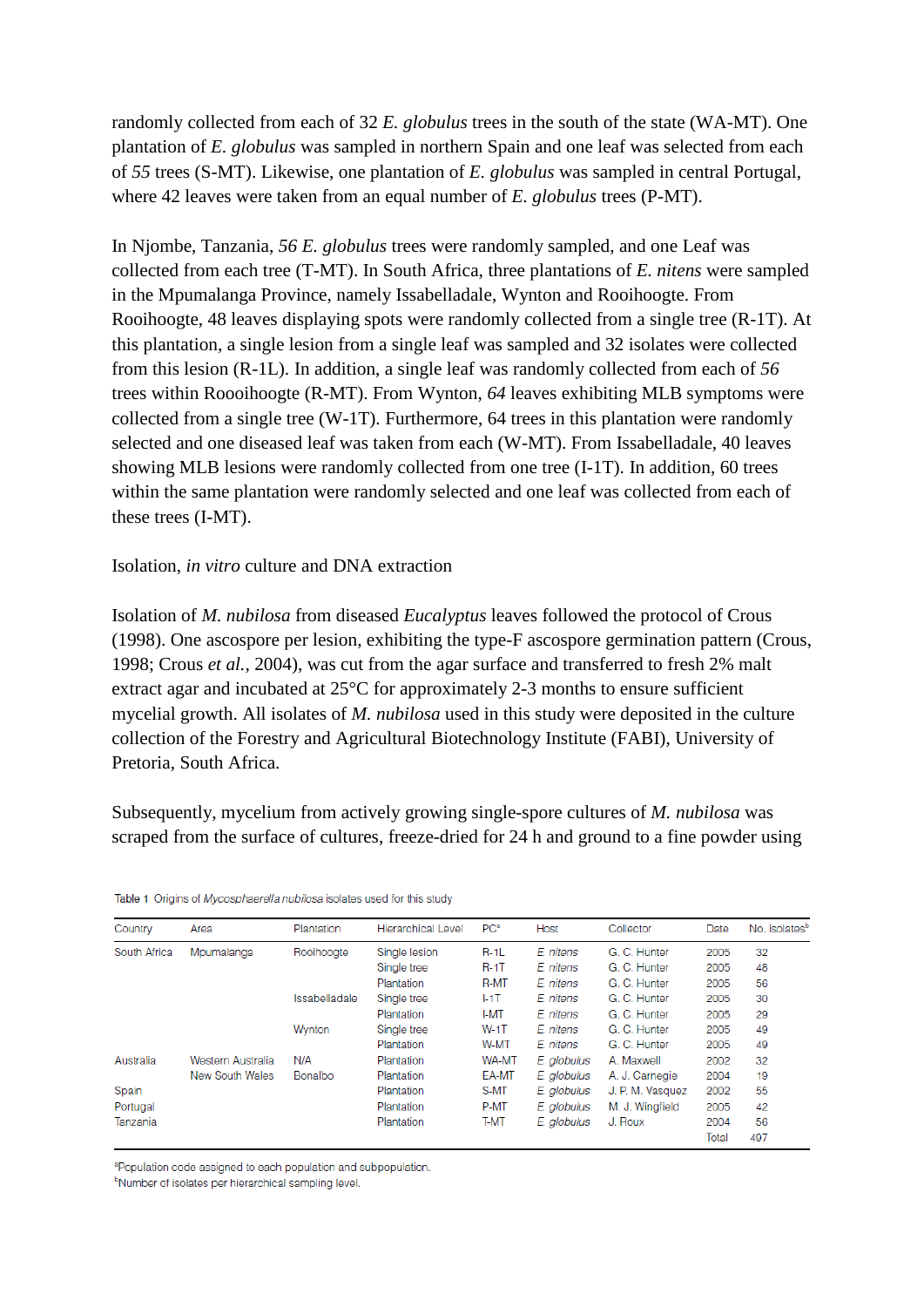randomly collected from each of 32 *E. globulus* trees in the south of the state (WA-MT). One plantation of *E. globulus* was sampled in northern Spain and one leaf was selected from each of *55* trees (S-MT). Likewise, one plantation of *E. globulus* was sampled in central Portugal, where 42 leaves were taken from an equal number of *E. globulus* trees (P-MT).

In Njombe, Tanzania, *56 E. globulus* trees were randomly sampled, and one Leaf was collected from each tree (T-MT). In South Africa, three plantations of *E. nitens* were sampled in the Mpumalanga Province, namely Issabelladale, Wynton and Rooihoogte. From Rooihoogte, 48 leaves displaying spots were randomly collected from a single tree (R-1T). At this plantation, a single lesion from a single leaf was sampled and 32 isolates were collected from this lesion (R-1L). In addition, a single leaf was randomly collected from each of *56* trees within Roooihoogte (R-MT). From Wynton, *64* leaves exhibiting MLB symptoms were collected from a single tree (W-1T). Furthermore, 64 trees in this plantation were randomly selected and one diseased leaf was taken from each (W-MT). From Issabelladale, 40 leaves showing MLB lesions were randomly collected from one tree (I-1T). In addition, 60 trees within the same plantation were randomly selected and one leaf was collected from each of these trees (I-MT).

Isolation, *in vitro* culture and DNA extraction

Isolation of *M. nubilosa* from diseased *Eucalyptus* leaves followed the protocol of Crous (1998). One ascospore per lesion, exhibiting the type-F ascospore germination pattern (Crous, 1998; Crous *et al.*, 2004), was cut from the agar surface and transferred to fresh 2% malt extract agar and incubated at 25°C for approximately 2-3 months to ensure sufficient mycelial growth. All isolates of *M. nubilosa* used in this study were deposited in the culture collection of the Forestry and Agricultural Biotechnology Institute (FABI), University of Pretoria, South Africa.

Subsequently, mycelium from actively growing single-spore cultures of *M. nubilosa* was scraped from the surface of cultures, freeze-dried for 24 h and ground to a fine powder using

Table 1 Origins of *Mycosphaerella nubilosa* isolates used for this study

| Country | Area | Plantation | Hierarchical Level | PC[a] | Host | Collector | Date | No. isolates[b] |
|---|---|---|---|---|---|---|---|---|
| South Africa | Mpumalanga | Rooihoogte | Single lesion | R-1L | *E. nitens* | G. C. Hunter | 2005 | 32 |
| | | | Single tree | R-1T | *E. nitens* | G. C. Hunter | 2005 | 48 |
| | | | Plantation | R-MT | *E. nitens* | G. C. Hunter | 2005 | 56 |
| | | Issabelladale | Single tree | I-1T | *E. nitens* | G. C. Hunter | 2005 | 30 |
| | | | Plantation | I-MT | *E. nitens* | G. C. Hunter | 2005 | 29 |
| | | Wynton | Single tree | W-1T | *E. nitens* | G. C. Hunter | 2005 | 49 |
| | | | Plantation | W-MT | *E. nitens* | G. C. Hunter | 2005 | 49 |
| Australia | Western Australia | N/A | Plantation | WA-MT | *E. globulus* | A. Maxwell | 2002 | 32 |
| | New South Wales | Bonalbo | Plantation | EA-MT | *E. globulus* | A. J. Carnegie | 2004 | 19 |
| Spain | | | Plantation | S-MT | *E. globulus* | J. P. M. Vasquez | 2002 | 55 |
| Portugal | | | Plantation | P-MT | *E. globulus* | M. J. Wingfield | 2005 | 42 |
| Tanzania | | | Plantation | T-MT | *E. globulus* | J. Roux | 2004 | 56 |
| | | | | | | | Total | 497 |

[a]Population code assigned to each population and subpopulation.
[b]Number of isolates per hierarchical sampling level.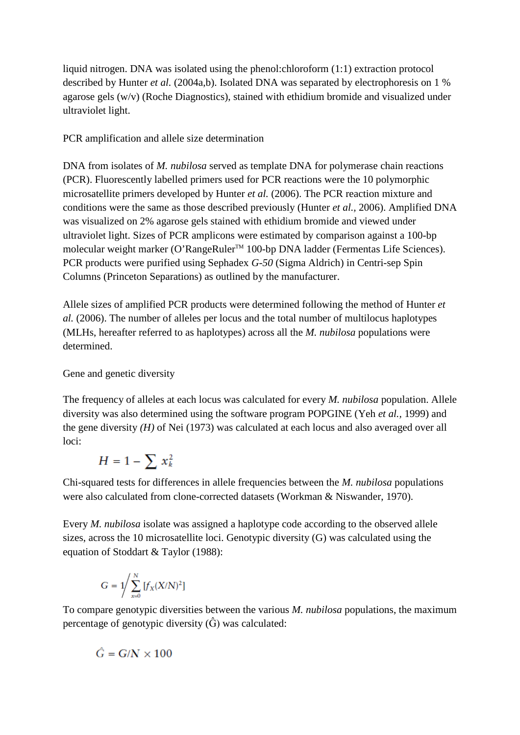liquid nitrogen. DNA was isolated using the phenol:chloroform (1:1) extraction protocol described by Hunter *et al.* (2004a,b). Isolated DNA was separated by electrophoresis on 1 % agarose gels (w/v) (Roche Diagnostics), stained with ethidium bromide and visualized under ultraviolet light.

## PCR amplification and allele size determination

DNA from isolates of *M. nubilosa* served as template DNA for polymerase chain reactions (PCR). Fluorescently labelled primers used for PCR reactions were the 10 polymorphic microsatellite primers developed by Hunter *et al.* (2006). The PCR reaction mixture and conditions were the same as those described previously (Hunter *et al.,* 2006). Amplified DNA was visualized on 2% agarose gels stained with ethidium bromide and viewed under ultraviolet light. Sizes of PCR amplicons were estimated by comparison against a 100-bp molecular weight marker (O'RangeRuler™ 100-bp DNA ladder (Fermentas Life Sciences). PCR products were purified using Sephadex *G-50* (Sigma Aldrich) in Centri-sep Spin Columns (Princeton Separations) as outlined by the manufacturer.

Allele sizes of amplified PCR products were determined following the method of Hunter *et al.* (2006). The number of alleles per locus and the total number of multilocus haplotypes (MLHs, hereafter referred to as haplotypes) across all the *M. nubilosa* populations were determined.

## Gene and genetic diversity

The frequency of alleles at each locus was calculated for every *M. nubilosa* population. Allele diversity was also determined using the software program POPGINE (Yeh *et al.,* 1999) and the gene diversity *(H)* of Nei (1973) was calculated at each locus and also averaged over all loci:

$$H = 1 - \sum x_k^2$$

Chi-squared tests for differences in allele frequencies between the *M. nubilosa* populations were also calculated from clone-corrected datasets (Workman & Niswander, 1970).

Every *M. nubilosa* isolate was assigned a haplotype code according to the observed allele sizes, across the 10 microsatellite loci. Genotypic diversity (G) was calculated using the equation of Stoddart & Taylor (1988):

$$G = 1 \Big/ \sum_{x=0}^{N} [f_X (X/N)^2]$$

To compare genotypic diversities between the various *M. nubilosa* populations, the maximum percentage of genotypic diversity ($\hat{G}$) was calculated:

$$\hat{G} = G/N \times 100$$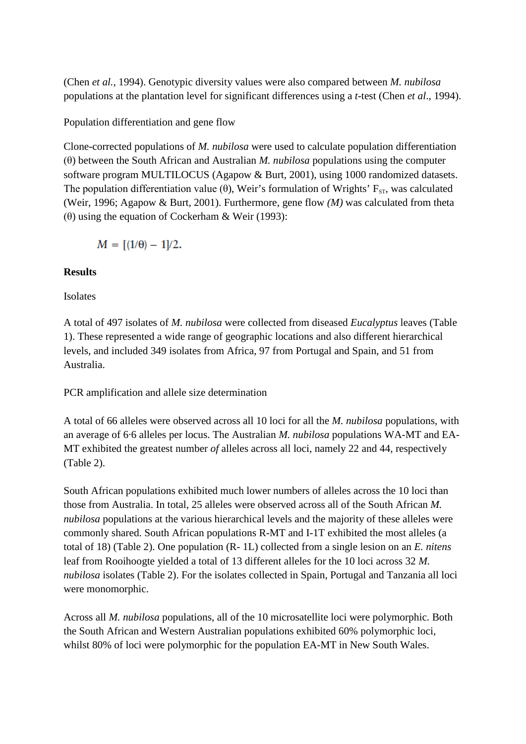(Chen *et al.,* 1994). Genotypic diversity values were also compared between *M. nubilosa* populations at the plantation level for significant differences using a *t*-test (Chen *et al*., 1994).

Population differentiation and gene flow

Clone-corrected populations of *M. nubilosa* were used to calculate population differentiation (θ) between the South African and Australian *M. nubilosa* populations using the computer software program MULTILOCUS (Agapow & Burt, 2001), using 1000 randomized datasets. The population differentiation value (θ), Weir's formulation of Wrights' $F_{ST}$, was calculated (Weir, 1996; Agapow & Burt, 2001). Furthermore, gene flow *(M)* was calculated from theta (θ) using the equation of Cockerham & Weir (1993):

$$M = [(1/\theta) - 1]/2.$$

**Results**

Isolates

A total of 497 isolates of *M. nubilosa* were collected from diseased *Eucalyptus* leaves (Table 1). These represented a wide range of geographic locations and also different hierarchical levels, and included 349 isolates from Africa, 97 from Portugal and Spain, and 51 from Australia.

PCR amplification and allele size determination

A total of 66 alleles were observed across all 10 loci for all the *M. nubilosa* populations, with an average of 6·6 alleles per locus. The Australian *M. nubilosa* populations WA-MT and EA-MT exhibited the greatest number *of* alleles across all loci, namely 22 and 44, respectively (Table 2).

South African populations exhibited much lower numbers of alleles across the 10 loci than those from Australia. In total, 25 alleles were observed across all of the South African *M. nubilosa* populations at the various hierarchical levels and the majority of these alleles were commonly shared. South African populations R-MT and I-1T exhibited the most alleles (a total of 18) (Table 2). One population (R- 1L) collected from a single lesion on an *E. nitens* leaf from Rooihoogte yielded a total of 13 different alleles for the 10 loci across 32 *M. nubilosa* isolates (Table 2). For the isolates collected in Spain, Portugal and Tanzania all loci were monomorphic.

Across all *M. nubilosa* populations, all of the 10 microsatellite loci were polymorphic. Both the South African and Western Australian populations exhibited 60% polymorphic loci, whilst 80% of loci were polymorphic for the population EA-MT in New South Wales.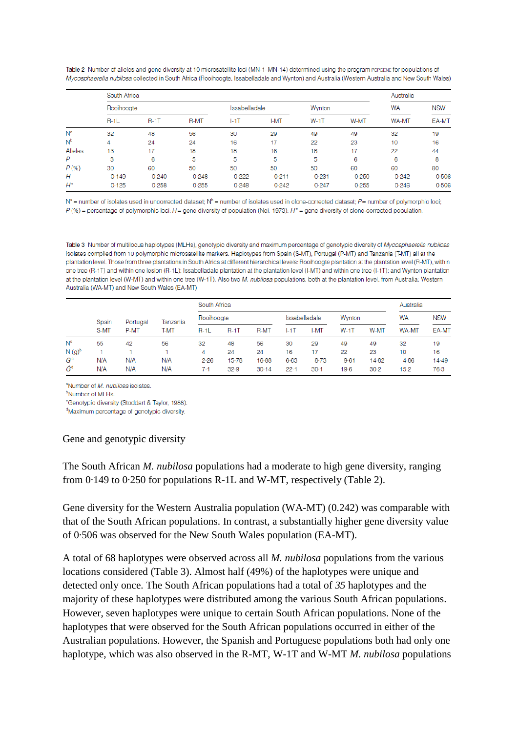**Table 2** Number of alleles and gene diversity at 10 microsatellite loci (MN-1–MN-14) determined using the program POPGENE for populations of *Mycosphaerella nubilosa* collected in South Africa (Rooihoogte, Issabelladale and Wynton) and Australia (Western Australia and New South Wales)

| | South Africa | | | | | | | Australia | |
|---|---|---|---|---|---|---|---|---|---|
| | Rooihoogte | | | Issabelladale | | Wynton | | WA | NSW |
| | R-1L | R-1T | R-MT | I-1T | I-MT | W-1T | W-MT | WA-MT | EA-MT |
| N[a] | 32 | 48 | 56 | 30 | 29 | 49 | 49 | 32 | 19 |
| N[b] | 4 | 24 | 24 | 16 | 17 | 22 | 23 | 10 | 16 |
| Alleles | 13 | 17 | 18 | 18 | 16 | 16 | 17 | 22 | 44 |
| *P* | 3 | 6 | 5 | 5 | 5 | 5 | 6 | 6 | 8 |
| *P* (%) | 30 | 60 | 50 | 50 | 50 | 50 | 60 | 60 | 80 |
| *H* | 0·149 | 0·240 | 0·248 | 0·222 | 0·211 | 0·231 | 0·250 | 0·242 | 0·506 |
| *H** | 0·125 | 0·258 | 0·255 | 0·248 | 0·242 | 0·247 | 0·255 | 0·246 | 0·506 |

N[a] = number of isolates used in uncorrected dataset; N[b] = number of isolates used in clone-corrected dataset; *P* = number of polymorphic loci; *P* (%) = percentage of polymorphic loci; *H* = gene diversity of population (Nei, 1973); *H** = gene diversity of clone-corrected population.

**Table 3** Number of multilocus haplotypes (MLHs), genotypic diversity and maximum percentage of genotypic diversity of *Mycosphaerella nubilosa* isolates compiled from 10 polymorphic microsatellite markers. Haplotypes from Spain (S-MT), Portugal (P-MT) and Tanzania (T-MT) all at the plantation level. Those from three plantations in South Africa at different hierarchical levels: Rooihoogte plantation at the plantation level (R-MT), within one tree (R-1T) and within one lesion (R-1L); Issabelladale plantation at the plantation level (I-MT) and within one tree (I-1T); and Wynton plantation at the plantation level (W-MT) and within one tree (W-1T). Also two *M. nubilosa* populations, both at the plantation level, from Australia: Western Australia (WA-MT) and New South Wales (EA-MT)

| | | | | South Africa | | | | | | | Australia | |
|---|---|---|---|---|---|---|---|---|---|---|---|---|
| | Spain | Portugal | Tanzania | Rooihoogte | | | Issabelladale | | Wynton | | WA | NSW |
| | S-MT | P-MT | T-MT | R-1L | R-1T | R-MT | I-1T | I-MT | W-1T | W-MT | WA-MT | EA-MT |
| N[a] | 55 | 42 | 56 | 32 | 48 | 56 | 30 | 29 | 49 | 49 | 32 | 19 |
| N (g)[b] | 1 | 1 | 1 | 4 | 24 | 24 | 16 | 17 | 22 | 23 | 10 | 16 |
| *G*[c] | N/A | N/A | N/A | 2·26 | 15·78 | 16·88 | 6·63 | 6·73 | 9·61 | 14·82 | 4·86 | 14·49 |
| *G*[d] | N/A | N/A | N/A | 7·1 | 32·9 | 30·14 | 22·1 | 30·1 | 19·6 | 30·2 | 15·2 | 76·3 |

[a]Number of *M. nubilosa* isolates.
[b]Number of MLHs.
[c]Genotypic diversity (Stoddart & Taylor, 1988).
[d]Maximum percentage of genotypic diversity.

## Gene and genotypic diversity

The South African *M. nubilosa* populations had a moderate to high gene diversity, ranging from 0·149 to 0·250 for populations R-1L and W-MT, respectively (Table 2).

Gene diversity for the Western Australia population (WA-MT) (0.242) was comparable with that of the South African populations. In contrast, a substantially higher gene diversity value of 0·506 was observed for the New South Wales population (EA-MT).

A total of 68 haplotypes were observed across all *M. nubilosa* populations from the various locations considered (Table 3). Almost half (49%) of the haplotypes were unique and detected only once. The South African populations had a total of *35* haplotypes and the majority of these haplotypes were distributed among the various South African populations. However, seven haplotypes were unique to certain South African populations. None of the haplotypes that were observed for the South African populations occurred in either of the Australian populations. However, the Spanish and Portuguese populations both had only one haplotype, which was also observed in the R-MT, W-1T and W-MT *M. nubilosa* populations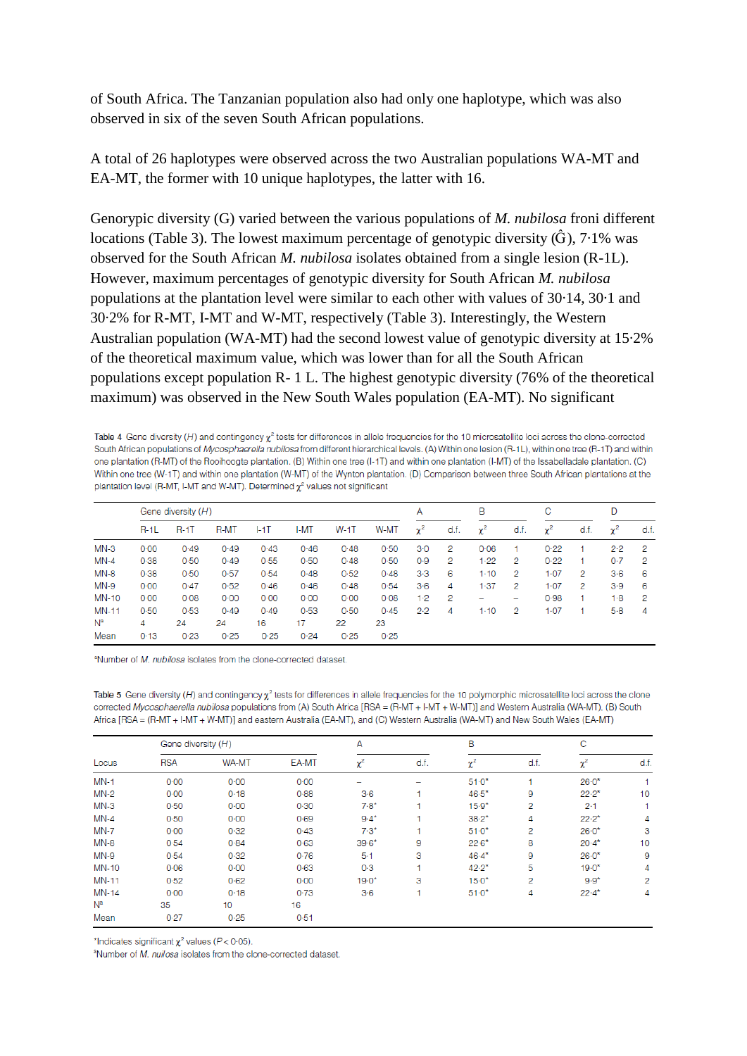of South Africa. The Tanzanian population also had only one haplotype, which was also observed in six of the seven South African populations.

A total of 26 haplotypes were observed across the two Australian populations WA-MT and EA-MT, the former with 10 unique haplotypes, the latter with 16.

Genorypic diversity (G) varied between the various populations of *M. nubilosa* froni different locations (Table 3). The lowest maximum percentage of genotypic diversity ($\hat{G}$), 7·1% was observed for the South African *M. nubilosa* isolates obtained from a single lesion (R-1L). However, maximum percentages of genotypic diversity for South African *M. nubilosa* populations at the plantation level were similar to each other with values of 30·14, 30·1 and 30·2% for R-MT, I-MT and W-MT, respectively (Table 3). Interestingly, the Western Australian population (WA-MT) had the second lowest value of genotypic diversity at 15·2% of the theoretical maximum value, which was lower than for all the South African populations except population R- 1 L. The highest genotypic diversity (76% of the theoretical maximum) was observed in the New South Wales population (EA-MT). No significant

Table 4 Gene diversity (*H*) and contingency $\chi^2$ tests for differences in allele frequencies for the 10 microsatellite loci across the clone-corrected South African populations of *Mycosphaerella nubilosa* from different hierarchical levels. (A) Within one lesion (R-1L), within one tree (R-1T) and within one plantation (R-MT) of the Rooihoogte plantation. (B) Within one tree (I-1T) and within one plantation (I-MT) of the Issabelladale plantation. (C) Within one tree (W-1T) and within one plantation (W-MT) of the Wynton plantation. (D) Comparison between three South African plantations at the plantation level (R-MT, I-MT and W-MT). Determined $\chi^2$ values not significant

| | Gene diversity (*H*) | | | | | | | A | | B | | C | | D | |
|---|---|---|---|---|---|---|---|---|---|---|---|---|---|---|---|
| | R-1L | R-1T | R-MT | I-1T | I-MT | W-1T | W-MT | $\chi^2$ | d.f. | $\chi^2$ | d.f. | $\chi^2$ | d.f. | $\chi^2$ | d.f. |
| MN-3 | 0·00 | 0·49 | 0·49 | 0·43 | 0·46 | 0·48 | 0·50 | 3·0 | 2 | 0·06 | 1 | 0·22 | 1 | 2·2 | 2 |
| MN-4 | 0·38 | 0·50 | 0·49 | 0·55 | 0·50 | 0·48 | 0·50 | 0·9 | 2 | 1·22 | 2 | 0·22 | 1 | 0·7 | 2 |
| MN-8 | 0·38 | 0·50 | 0·57 | 0·54 | 0·48 | 0·52 | 0·48 | 3·3 | 6 | 1·10 | 2 | 1·07 | 2 | 3·6 | 6 |
| MN-9 | 0·00 | 0·47 | 0·52 | 0·46 | 0·46 | 0·48 | 0·54 | 3·6 | 4 | 1·37 | 2 | 1·07 | 2 | 3·9 | 6 |
| MN-10 | 0·00 | 0·08 | 0·00 | 0·00 | 0·00 | 0·00 | 0·08 | 1·2 | 2 | – | – | 0·98 | 1 | 1·8 | 2 |
| MN-11 | 0·50 | 0·53 | 0·49 | 0·49 | 0·53 | 0·50 | 0·45 | 2·2 | 4 | 1·10 | 2 | 1·07 | 1 | 5·8 | 4 |
| N[a] | 4 | 24 | 24 | 16 | 17 | 22 | 23 | | | | | | | | |
| Mean | 0·13 | 0·23 | 0·25 | 0·25 | 0·24 | 0·25 | 0·25 | | | | | | | | |

[a]Number of *M. nubilosa* isolates from the clone-corrected dataset.

Table 5 Gene diversity (*H*) and contingency $\chi^2$ tests for differences in allele frequencies for the 10 polymorphic microsatellite loci across the clone corrected *Mycosphaerella nubilosa* populations from (A) South Africa [RSA = (R-MT + I-MT + W-MT)] and Western Australia (WA-MT). (B) South Africa [RSA = (R-MT + I-MT + W-MT)] and eastern Australia (EA-MT), and (C) Western Australia (WA-MT) and New South Wales (EA-MT)

| | Gene diversity (*H*) | | | A | | B | | C | |
|---|---|---|---|---|---|---|---|---|---|
| Locus | RSA | WA-MT | EA-MT | $\chi^2$ | d.f. | $\chi^2$ | d.f. | $\chi^2$ | d.f. |
| MN-1 | 0·00 | 0·00 | 0·00 | – | – | 51·0* | 1 | 26·0* | 1 |
| MN-2 | 0·00 | 0·18 | 0·88 | 3·6 | 1 | 46·5* | 9 | 22·2* | 10 |
| MN-3 | 0·50 | 0·00 | 0·30 | 7·8* | 1 | 15·9* | 2 | 2·1 | 1 |
| MN-4 | 0·50 | 0·00 | 0·69 | 9·4* | 1 | 38·2* | 4 | 22·2* | 4 |
| MN-7 | 0·00 | 0·32 | 0·43 | 7·3* | 1 | 51·0* | 2 | 26·0* | 3 |
| MN-8 | 0·54 | 0·84 | 0·63 | 39·6* | 9 | 22·6* | 8 | 20·4* | 10 |
| MN-9 | 0·54 | 0·32 | 0·76 | 5·1 | 3 | 46·4* | 9 | 26·0* | 9 |
| MN-10 | 0·06 | 0·00 | 0·63 | 0·3 | 1 | 42·2* | 5 | 19·0* | 4 |
| MN-11 | 0·52 | 0·62 | 0·00 | 19·0* | 3 | 15·0* | 2 | 9·9* | 2 |
| MN-14 | 0·00 | 0·18 | 0·73 | 3·6 | 1 | 51·0* | 4 | 22·4* | 4 |
| N[a] | 35 | 10 | 16 | | | | | | |
| Mean | 0·27 | 0·25 | 0·51 | | | | | | |

*Indicates significant $\chi^2$ values ($P < 0·05$).
[a]Number of *M. nuilosa* isolates from the clone-corrected dataset.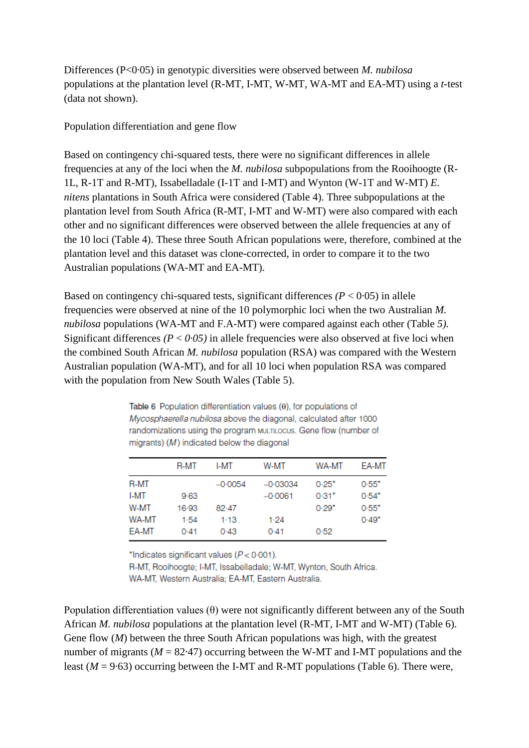Differences (P<0·05) in genotypic diversities were observed between *M. nubilosa* populations at the plantation level (R-MT, I-MT, W-MT, WA-MT and EA-MT) using a *t*-test (data not shown).

Population differentiation and gene flow

Based on contingency chi-squared tests, there were no significant differences in allele frequencies at any of the loci when the *M. nubilosa* subpopulations from the Rooihoogte (R-1L, R-1T and R-MT), Issabelladale (I-1T and I-MT) and Wynton (W-1T and W-MT) *E. nitens* plantations in South Africa were considered (Table 4). Three subpopulations at the plantation level from South Africa (R-MT, I-MT and W-MT) were also compared with each other and no significant differences were observed between the allele frequencies at any of the 10 loci (Table 4). These three South African populations were, therefore, combined at the plantation level and this dataset was clone-corrected, in order to compare it to the two Australian populations (WA-MT and EA-MT).

Based on contingency chi-squared tests, significant differences *(P* < 0·05) in allele frequencies were observed at nine of the 10 polymorphic loci when the two Australian *M. nubilosa* populations (WA-MT and F.A-MT) were compared against each other (Table *5).* Significant differences *(P < 0·05)* in allele frequencies were also observed at five loci when the combined South African *M. nubilosa* population (RSA) was compared with the Western Australian population (WA-MT), and for all 10 loci when population RSA was compared with the population from New South Wales (Table 5).

Table 6 Population differentiation values (θ), for populations of *Mycosphaerella nubilosa* above the diagonal, calculated after 1000 randomizations using the program MULTILOCUS. Gene flow (number of migrants) (*M*) indicated below the diagonal

| | R-MT | I-MT | W-MT | WA-MT | EA-MT |
|---|---|---|---|---|---|
| R-MT | | –0·0054 | –0·03034 | 0·25* | 0·55* |
| I-MT | 9·63 | | –0·0061 | 0·31* | 0·54* |
| W-MT | 16·93 | 82·47 | | 0·29* | 0·55* |
| WA-MT | 1·54 | 1·13 | 1·24 | | 0·49* |
| EA-MT | 0·41 | 0·43 | 0·41 | 0·52 | |

*Indicates significant values ($P < 0·001$).
R-MT, Rooihoogte; I-MT, Issabelladale; W-MT, Wynton, South Africa.
WA-MT, Western Australia; EA-MT, Eastern Australia.

Population differentiation values (θ) were not significantly different between any of the South African *M. nubilosa* populations at the plantation level (R-MT, I-MT and W-MT) (Table 6). Gene flow (*M*) between the three South African populations was high, with the greatest number of migrants (*M* = 82·47) occurring between the W-MT and I-MT populations and the least (*M* = 9·63) occurring between the I-MT and R-MT populations (Table 6). There were,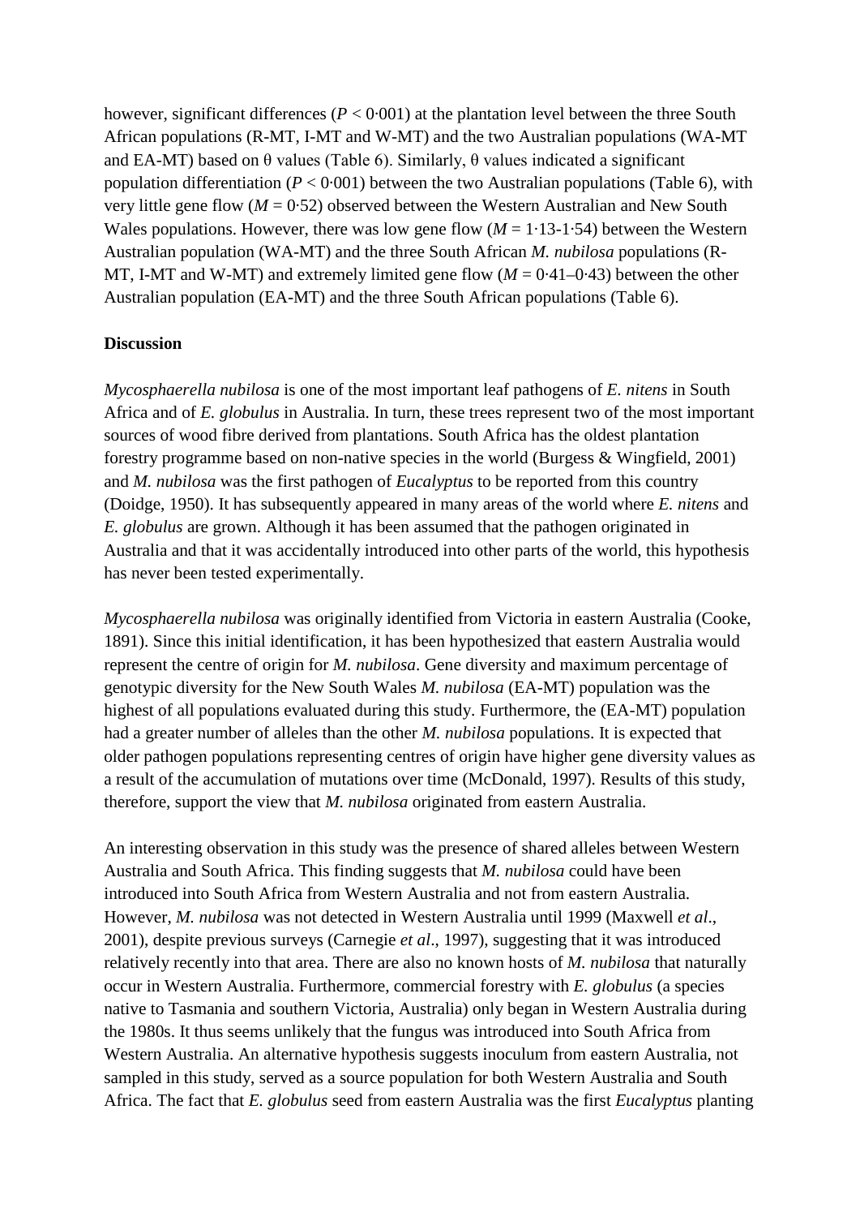however, significant differences ($P < 0{\cdot}001$) at the plantation level between the three South African populations (R-MT, I-MT and W-MT) and the two Australian populations (WA-MT and EA-MT) based on θ values (Table 6). Similarly, θ values indicated a significant population differentiation ($P < 0{\cdot}001$) between the two Australian populations (Table 6), with very little gene flow ($M = 0{\cdot}52$) observed between the Western Australian and New South Wales populations. However, there was low gene flow ($M = 1{\cdot}13$-$1{\cdot}54$) between the Western Australian population (WA-MT) and the three South African *M. nubilosa* populations (R-MT, I-MT and W-MT) and extremely limited gene flow ($M = 0{\cdot}41$–$0{\cdot}43$) between the other Australian population (EA-MT) and the three South African populations (Table 6).

## Discussion

*Mycosphaerella nubilosa* is one of the most important leaf pathogens of *E. nitens* in South Africa and of *E. globulus* in Australia. In turn, these trees represent two of the most important sources of wood fibre derived from plantations. South Africa has the oldest plantation forestry programme based on non-native species in the world (Burgess & Wingfield, 2001) and *M. nubilosa* was the first pathogen of *Eucalyptus* to be reported from this country (Doidge, 1950). It has subsequently appeared in many areas of the world where *E. nitens* and *E. globulus* are grown. Although it has been assumed that the pathogen originated in Australia and that it was accidentally introduced into other parts of the world, this hypothesis has never been tested experimentally.

*Mycosphaerella nubilosa* was originally identified from Victoria in eastern Australia (Cooke, 1891). Since this initial identification, it has been hypothesized that eastern Australia would represent the centre of origin for *M. nubilosa*. Gene diversity and maximum percentage of genotypic diversity for the New South Wales *M. nubilosa* (EA-MT) population was the highest of all populations evaluated during this study. Furthermore, the (EA-MT) population had a greater number of alleles than the other *M. nubilosa* populations. It is expected that older pathogen populations representing centres of origin have higher gene diversity values as a result of the accumulation of mutations over time (McDonald, 1997). Results of this study, therefore, support the view that *M. nubilosa* originated from eastern Australia.

An interesting observation in this study was the presence of shared alleles between Western Australia and South Africa. This finding suggests that *M. nubilosa* could have been introduced into South Africa from Western Australia and not from eastern Australia. However, *M. nubilosa* was not detected in Western Australia until 1999 (Maxwell *et al*., 2001), despite previous surveys (Carnegie *et al*., 1997), suggesting that it was introduced relatively recently into that area. There are also no known hosts of *M. nubilosa* that naturally occur in Western Australia. Furthermore, commercial forestry with *E. globulus* (a species native to Tasmania and southern Victoria, Australia) only began in Western Australia during the 1980s. It thus seems unlikely that the fungus was introduced into South Africa from Western Australia. An alternative hypothesis suggests inoculum from eastern Australia, not sampled in this study, served as a source population for both Western Australia and South Africa. The fact that *E. globulus* seed from eastern Australia was the first *Eucalyptus* planting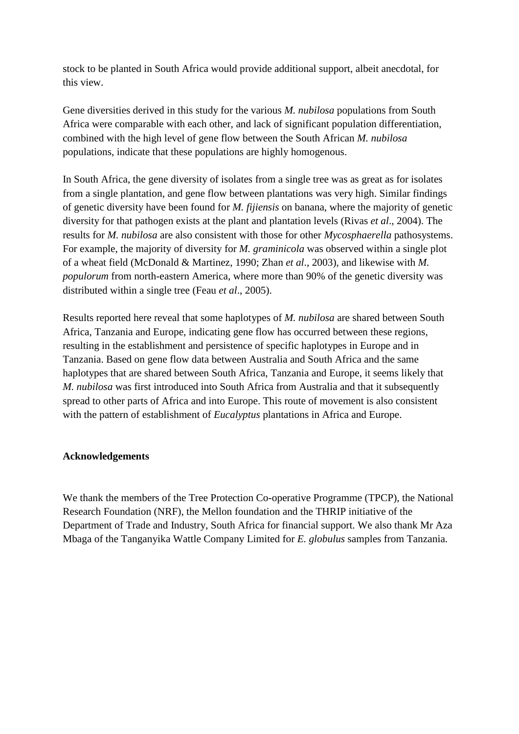stock to be planted in South Africa would provide additional support, albeit anecdotal, for this view.

Gene diversities derived in this study for the various *M. nubilosa* populations from South Africa were comparable with each other, and lack of significant population differentiation, combined with the high level of gene flow between the South African *M. nubilosa* populations, indicate that these populations are highly homogenous.

In South Africa, the gene diversity of isolates from a single tree was as great as for isolates from a single plantation, and gene flow between plantations was very high. Similar findings of genetic diversity have been found for *M. fijiensis* on banana, where the majority of genetic diversity for that pathogen exists at the plant and plantation levels (Rivas *et al*., 2004). The results for *M. nubilosa* are also consistent with those for other *Mycosphaerella* pathosystems. For example, the majority of diversity for *M. graminicola* was observed within a single plot of a wheat field (McDonald & Martinez, 1990; Zhan *et al*., 2003), and likewise with *M. populorum* from north-eastern America, where more than 90% of the genetic diversity was distributed within a single tree (Feau *et al*., 2005).

Results reported here reveal that some haplotypes of *M. nubilosa* are shared between South Africa, Tanzania and Europe, indicating gene flow has occurred between these regions, resulting in the establishment and persistence of specific haplotypes in Europe and in Tanzania. Based on gene flow data between Australia and South Africa and the same haplotypes that are shared between South Africa, Tanzania and Europe, it seems likely that *M. nubilosa* was first introduced into South Africa from Australia and that it subsequently spread to other parts of Africa and into Europe. This route of movement is also consistent with the pattern of establishment of *Eucalyptus* plantations in Africa and Europe.

## Acknowledgements

We thank the members of the Tree Protection Co-operative Programme (TPCP), the National Research Foundation (NRF), the Mellon foundation and the THRIP initiative of the Department of Trade and Industry, South Africa for financial support. We also thank Mr Aza Mbaga of the Tanganyika Wattle Company Limited for *E. globulus* samples from Tanzania.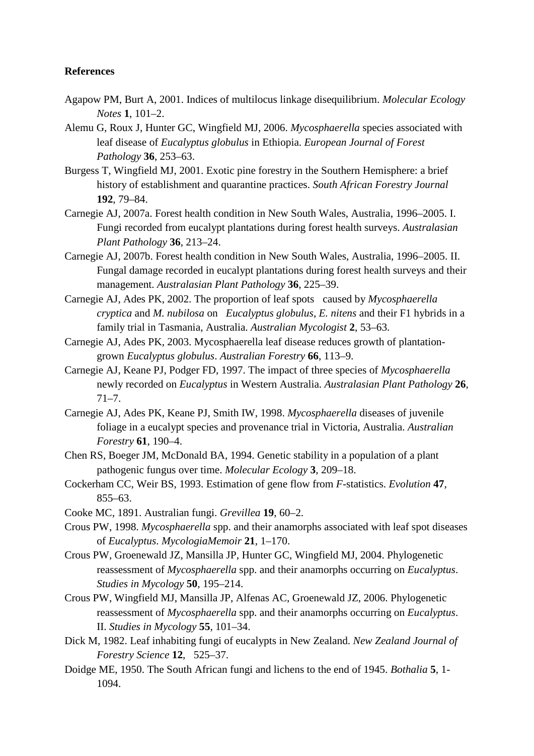**References**

Agapow PM, Burt A, 2001. Indices of multilocus linkage disequilibrium. *Molecular Ecology Notes* **1**, 101–2.

Alemu G, Roux J, Hunter GC, Wingfield MJ, 2006. *Mycosphaerella* species associated with leaf disease of *Eucalyptus globulus* in Ethiopia. *European Journal of Forest Pathology* **36**, 253–63.

Burgess T, Wingfield MJ, 2001. Exotic pine forestry in the Southern Hemisphere: a brief history of establishment and quarantine practices. *South African Forestry Journal* **192**, 79–84.

Carnegie AJ, 2007a. Forest health condition in New South Wales, Australia, 1996–2005. I. Fungi recorded from eucalypt plantations during forest health surveys. *Australasian Plant Pathology* **36**, 213–24.

Carnegie AJ, 2007b. Forest health condition in New South Wales, Australia, 1996–2005. II. Fungal damage recorded in eucalypt plantations during forest health surveys and their management. *Australasian Plant Pathology* **36**, 225–39.

Carnegie AJ, Ades PK, 2002. The proportion of leaf spots caused by *Mycosphaerella cryptica* and *M. nubilosa* on *Eucalyptus globulus*, *E. nitens* and their F1 hybrids in a family trial in Tasmania, Australia. *Australian Mycologist* **2**, 53–63.

Carnegie AJ, Ades PK, 2003. Mycosphaerella leaf disease reduces growth of plantation-grown *Eucalyptus globulus*. *Australian Forestry* **66**, 113–9.

Carnegie AJ, Keane PJ, Podger FD, 1997. The impact of three species of *Mycosphaerella* newly recorded on *Eucalyptus* in Western Australia. *Australasian Plant Pathology* **26**, 71–7.

Carnegie AJ, Ades PK, Keane PJ, Smith IW, 1998. *Mycosphaerella* diseases of juvenile foliage in a eucalypt species and provenance trial in Victoria, Australia. *Australian Forestry* **61**, 190–4.

Chen RS, Boeger JM, McDonald BA, 1994. Genetic stability in a population of a plant pathogenic fungus over time. *Molecular Ecology* **3**, 209–18.

Cockerham CC, Weir BS, 1993. Estimation of gene flow from *F*-statistics. *Evolution* **47**, 855–63.

Cooke MC, 1891. Australian fungi. *Grevillea* **19**, 60–2.

Crous PW, 1998. *Mycosphaerella* spp. and their anamorphs associated with leaf spot diseases of *Eucalyptus*. *MycologiaMemoir* **21**, 1–170.

Crous PW, Groenewald JZ, Mansilla JP, Hunter GC, Wingfield MJ, 2004. Phylogenetic reassessment of *Mycosphaerella* spp. and their anamorphs occurring on *Eucalyptus*. *Studies in Mycology* **50**, 195–214.

Crous PW, Wingfield MJ, Mansilla JP, Alfenas AC, Groenewald JZ, 2006. Phylogenetic reassessment of *Mycosphaerella* spp. and their anamorphs occurring on *Eucalyptus*. II. *Studies in Mycology* **55**, 101–34.

Dick M, 1982. Leaf inhabiting fungi of eucalypts in New Zealand. *New Zealand Journal of Forestry Science* **12**, 525–37.

Doidge ME, 1950. The South African fungi and lichens to the end of 1945. *Bothalia* **5**, 1-1094.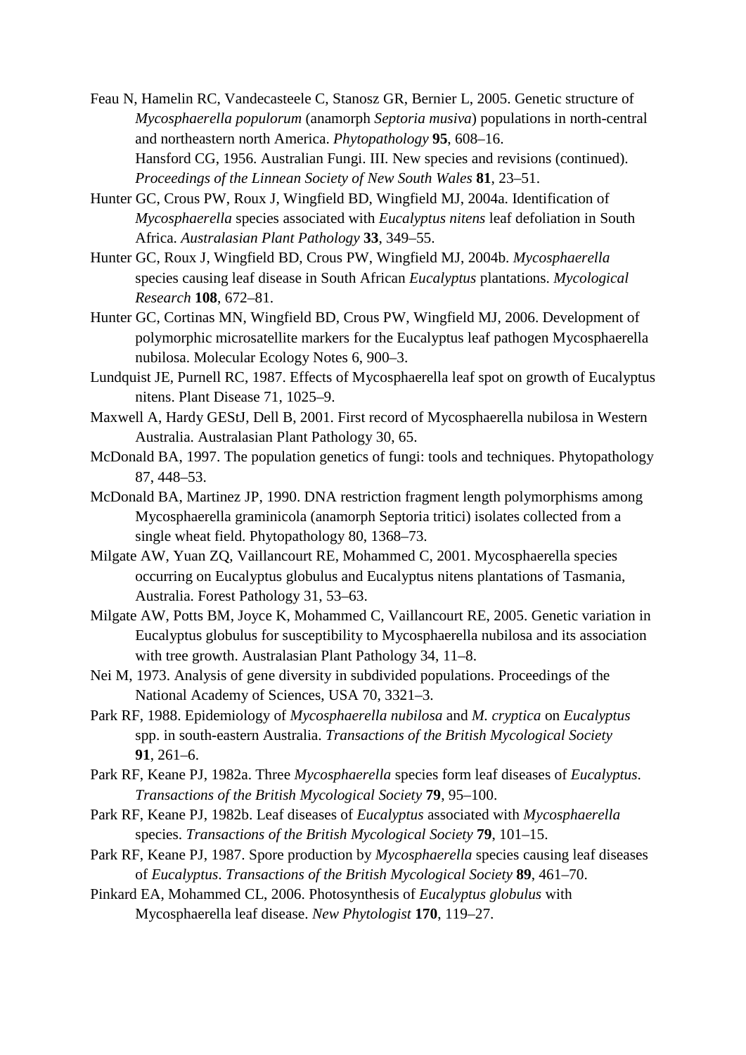Feau N, Hamelin RC, Vandecasteele C, Stanosz GR, Bernier L, 2005. Genetic structure of *Mycosphaerella populorum* (anamorph *Septoria musiva*) populations in north-central and northeastern north America. *Phytopathology* **95**, 608–16.

Hansford CG, 1956. Australian Fungi. III. New species and revisions (continued). *Proceedings of the Linnean Society of New South Wales* **81**, 23–51.

Hunter GC, Crous PW, Roux J, Wingfield BD, Wingfield MJ, 2004a. Identification of *Mycosphaerella* species associated with *Eucalyptus nitens* leaf defoliation in South Africa. *Australasian Plant Pathology* **33**, 349–55.

Hunter GC, Roux J, Wingfield BD, Crous PW, Wingfield MJ, 2004b. *Mycosphaerella* species causing leaf disease in South African *Eucalyptus* plantations. *Mycological Research* **108**, 672–81.

Hunter GC, Cortinas MN, Wingfield BD, Crous PW, Wingfield MJ, 2006. Development of polymorphic microsatellite markers for the Eucalyptus leaf pathogen Mycosphaerella nubilosa. Molecular Ecology Notes 6, 900–3.

Lundquist JE, Purnell RC, 1987. Effects of Mycosphaerella leaf spot on growth of Eucalyptus nitens. Plant Disease 71, 1025–9.

Maxwell A, Hardy GEStJ, Dell B, 2001. First record of Mycosphaerella nubilosa in Western Australia. Australasian Plant Pathology 30, 65.

McDonald BA, 1997. The population genetics of fungi: tools and techniques. Phytopathology 87, 448–53.

McDonald BA, Martinez JP, 1990. DNA restriction fragment length polymorphisms among Mycosphaerella graminicola (anamorph Septoria tritici) isolates collected from a single wheat field. Phytopathology 80, 1368–73.

Milgate AW, Yuan ZQ, Vaillancourt RE, Mohammed C, 2001. Mycosphaerella species occurring on Eucalyptus globulus and Eucalyptus nitens plantations of Tasmania, Australia. Forest Pathology 31, 53–63.

Milgate AW, Potts BM, Joyce K, Mohammed C, Vaillancourt RE, 2005. Genetic variation in Eucalyptus globulus for susceptibility to Mycosphaerella nubilosa and its association with tree growth. Australasian Plant Pathology 34, 11–8.

Nei M, 1973. Analysis of gene diversity in subdivided populations. Proceedings of the National Academy of Sciences, USA 70, 3321–3.

Park RF, 1988. Epidemiology of *Mycosphaerella nubilosa* and *M. cryptica* on *Eucalyptus* spp. in south-eastern Australia. *Transactions of the British Mycological Society* **91**, 261–6.

Park RF, Keane PJ, 1982a. Three *Mycosphaerella* species form leaf diseases of *Eucalyptus*. *Transactions of the British Mycological Society* **79**, 95–100.

Park RF, Keane PJ, 1982b. Leaf diseases of *Eucalyptus* associated with *Mycosphaerella* species. *Transactions of the British Mycological Society* **79**, 101–15.

Park RF, Keane PJ, 1987. Spore production by *Mycosphaerella* species causing leaf diseases of *Eucalyptus*. *Transactions of the British Mycological Society* **89**, 461–70.

Pinkard EA, Mohammed CL, 2006. Photosynthesis of *Eucalyptus globulus* with Mycosphaerella leaf disease. *New Phytologist* **170**, 119–27.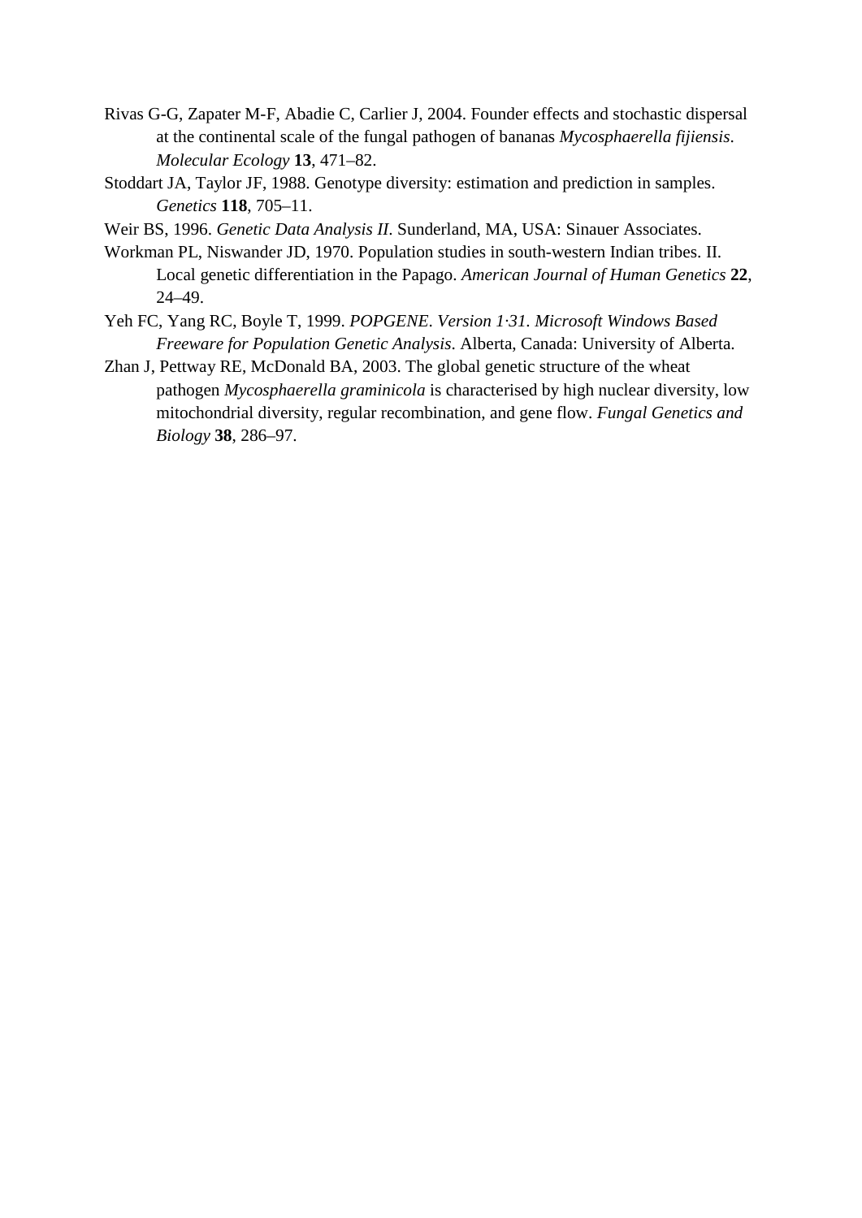Rivas G-G, Zapater M-F, Abadie C, Carlier J, 2004. Founder effects and stochastic dispersal at the continental scale of the fungal pathogen of bananas *Mycosphaerella fijiensis*. *Molecular Ecology* **13**, 471–82.

Stoddart JA, Taylor JF, 1988. Genotype diversity: estimation and prediction in samples. *Genetics* **118**, 705–11.

Weir BS, 1996. *Genetic Data Analysis II*. Sunderland, MA, USA: Sinauer Associates.

Workman PL, Niswander JD, 1970. Population studies in south-western Indian tribes. II. Local genetic differentiation in the Papago. *American Journal of Human Genetics* **22**, 24–49.

Yeh FC, Yang RC, Boyle T, 1999. *POPGENE. Version 1·31. Microsoft Windows Based Freeware for Population Genetic Analysis*. Alberta, Canada: University of Alberta.

Zhan J, Pettway RE, McDonald BA, 2003. The global genetic structure of the wheat pathogen *Mycosphaerella graminicola* is characterised by high nuclear diversity, low mitochondrial diversity, regular recombination, and gene flow. *Fungal Genetics and Biology* **38**, 286–97.